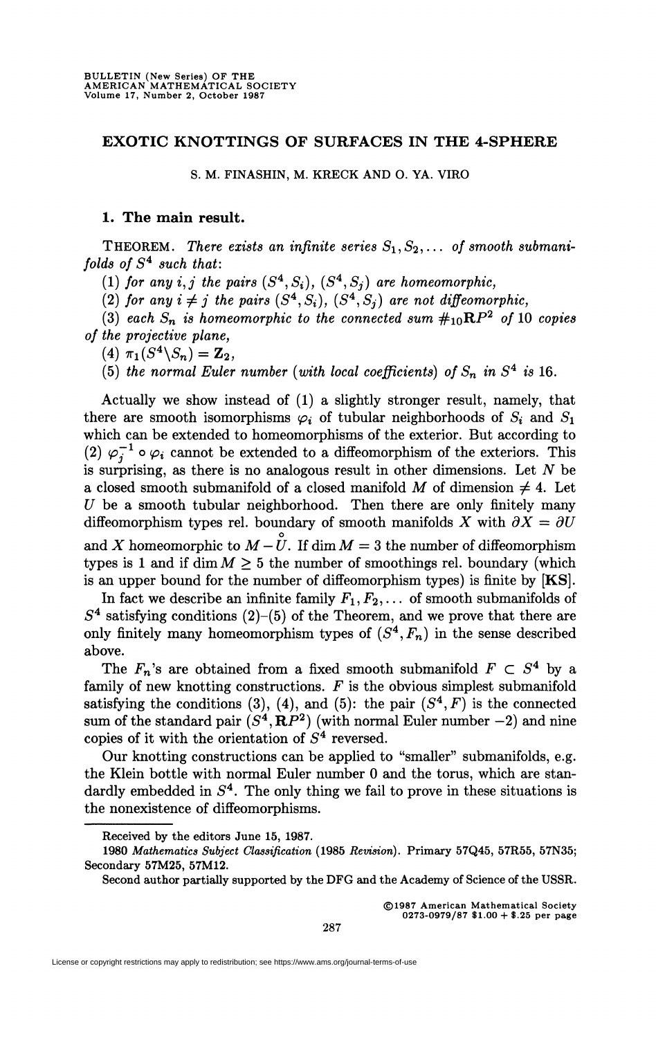# EXOTIC KNOTTINGS OF SURFACES IN THE 4-SPHERE

S. M. FINASHIN, M. KRECK AND O. YA. VIRO

## 1. The main result.

THEOREM. *There exists an infinite series $S_1, S_2, \ldots$ of smooth submanifolds of $S^4$ such that:*

*(1) for any $i, j$ the pairs $(S^4, S_i)$, $(S^4, S_j)$ are homeomorphic,*

*(2) for any $i \neq j$ the pairs $(S^4, S_i)$, $(S^4, S_j)$ are not diffeomorphic,*

*(3) each $S_n$ is homeomorphic to the connected sum $\#_{10}\mathbf{R}P^2$ of 10 copies of the projective plane,*

*(4) $\pi_1(S^4 \backslash S_n) = \mathbf{Z}_2$,*

*(5) the normal Euler number (with local coefficients) of $S_n$ in $S^4$ is 16.*

Actually we show instead of (1) a slightly stronger result, namely, that there are smooth isomorphisms $\varphi_i$ of tubular neighborhoods of $S_i$ and $S_1$ which can be extended to homeomorphisms of the exterior. But according to (2) $\varphi_j^{-1} \circ \varphi_i$ cannot be extended to a diffeomorphism of the exteriors. This is surprising, as there is no analogous result in other dimensions. Let $N$ be a closed smooth submanifold of a closed manifold $M$ of dimension $\neq 4$. Let $U$ be a smooth tubular neighborhood. Then there are only finitely many diffeomorphism types rel. boundary of smooth manifolds $X$ with $\partial X = \partial U$ and $X$ homeomorphic to $M - \overset{\circ}{U}$. If $\dim M = 3$ the number of diffeomorphism types is 1 and if $\dim M \geq 5$ the number of smoothings rel. boundary (which is an upper bound for the number of diffeomorphism types) is finite by **[KS]**.

In fact we describe an infinite family $F_1, F_2, \ldots$ of smooth submanifolds of $S^4$ satisfying conditions (2)–(5) of the Theorem, and we prove that there are only finitely many homeomorphism types of $(S^4, F_n)$ in the sense described above.

The $F_n$'s are obtained from a fixed smooth submanifold $F \subset S^4$ by a family of new knotting constructions. $F$ is the obvious simplest submanifold satisfying the conditions (3), (4), and (5): the pair $(S^4, F)$ is the connected sum of the standard pair $(S^4, \mathbf{R}P^2)$ (with normal Euler number $-2$) and nine copies of it with the orientation of $S^4$ reversed.

Our knotting constructions can be applied to "smaller" submanifolds, e.g. the Klein bottle with normal Euler number 0 and the torus, which are standardly embedded in $S^4$. The only thing we fail to prove in these situations is the nonexistence of diffeomorphisms.

---

Received by the editors June 15, 1987.

1980 *Mathematics Subject Classification* (1985 *Revision*). Primary 57Q45, 57R55, 57N35; Secondary 57M25, 57M12.

Second author partially supported by the DFG and the Academy of Science of the USSR.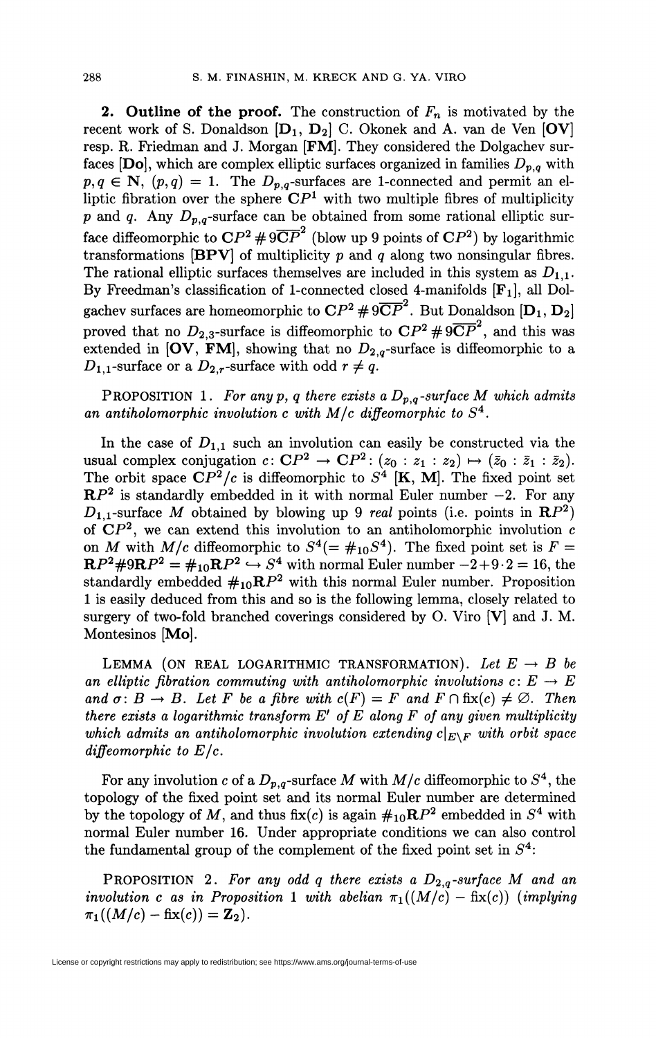**2. Outline of the proof.** The construction of $F_n$ is motivated by the recent work of S. Donaldson [**D**$_1$, **D**$_2$] C. Okonek and A. van de Ven [**OV**] resp. R. Friedman and J. Morgan [**FM**]. They considered the Dolgachev surfaces [**Do**], which are complex elliptic surfaces organized in families $D_{p,q}$ with $p, q \in \mathbf{N}$, $(p, q) = 1$. The $D_{p,q}$-surfaces are 1-connected and permit an elliptic fibration over the sphere $\mathbf{C}P^1$ with two multiple fibres of multiplicity $p$ and $q$. Any $D_{p,q}$-surface can be obtained from some rational elliptic surface diffeomorphic to $\mathbf{C}P^2 \# 9\overline{\mathbf{C}P}^2$ (blow up 9 points of $\mathbf{C}P^2$) by logarithmic transformations [**BPV**] of multiplicity $p$ and $q$ along two nonsingular fibres. The rational elliptic surfaces themselves are included in this system as $D_{1,1}$. By Freedman's classification of 1-connected closed 4-manifolds [**F**$_1$], all Dolgachev surfaces are homeomorphic to $\mathbf{C}P^2 \# 9\overline{\mathbf{C}P}^2$. But Donaldson [**D**$_1$, **D**$_2$] proved that no $D_{2,3}$-surface is diffeomorphic to $\mathbf{C}P^2 \# 9\overline{\mathbf{C}P}^2$, and this was extended in [**OV**, **FM**], showing that no $D_{2,q}$-surface is diffeomorphic to a $D_{1,1}$-surface or a $D_{2,r}$-surface with odd $r \neq q$.

PROPOSITION 1. *For any $p$, $q$ there exists a $D_{p,q}$-surface $M$ which admits an antiholomorphic involution $c$ with $M/c$ diffeomorphic to $S^4$.*

In the case of $D_{1,1}$ such an involution can easily be constructed via the usual complex conjugation $c\colon \mathbf{C}P^2 \to \mathbf{C}P^2\colon (z_0 : z_1 : z_2) \mapsto (\bar{z}_0 : \bar{z}_1 : \bar{z}_2)$. The orbit space $\mathbf{C}P^2/c$ is diffeomorphic to $S^4$ [**K**, **M**]. The fixed point set $\mathbf{R}P^2$ is standardly embedded in it with normal Euler number $-2$. For any $D_{1,1}$-surface $M$ obtained by blowing up 9 *real* points (i.e. points in $\mathbf{R}P^2$) of $\mathbf{C}P^2$, we can extend this involution to an antiholomorphic involution $c$ on $M$ with $M/c$ diffeomorphic to $S^4 (= \#_{10} S^4)$. The fixed point set is $F = \mathbf{R}P^2 \# 9\mathbf{R}P^2 = \#_{10}\mathbf{R}P^2 \hookrightarrow S^4$ with normal Euler number $-2 + 9 \cdot 2 = 16$, the standardly embedded $\#_{10}\mathbf{R}P^2$ with this normal Euler number. Proposition 1 is easily deduced from this and so is the following lemma, closely related to surgery of two-fold branched coverings considered by O. Viro [**V**] and J. M. Montesinos [**Mo**].

LEMMA (ON REAL LOGARITHMIC TRANSFORMATION). *Let $E \to B$ be an elliptic fibration commuting with antiholomorphic involutions $c\colon E \to E$ and $\sigma\colon B \to B$. Let $F$ be a fibre with $c(F) = F$ and $F \cap \operatorname{fix}(c) \neq \varnothing$. Then there exists a logarithmic transform $E'$ of $E$ along $F$ of any given multiplicity which admits an antiholomorphic involution extending $c|_{E \setminus F}$ with orbit space diffeomorphic to $E/c$.*

For any involution $c$ of a $D_{p,q}$-surface $M$ with $M/c$ diffeomorphic to $S^4$, the topology of the fixed point set and its normal Euler number are determined by the topology of $M$, and thus $\operatorname{fix}(c)$ is again $\#_{10}\mathbf{R}P^2$ embedded in $S^4$ with normal Euler number 16. Under appropriate conditions we can also control the fundamental group of the complement of the fixed point set in $S^4$:

PROPOSITION 2. *For any odd $q$ there exists a $D_{2,q}$-surface $M$ and an involution $c$ as in Proposition 1 with abelian $\pi_1((M/c) - \operatorname{fix}(c))$ (implying $\pi_1((M/c) - \operatorname{fix}(c)) = \mathbf{Z}_2$).*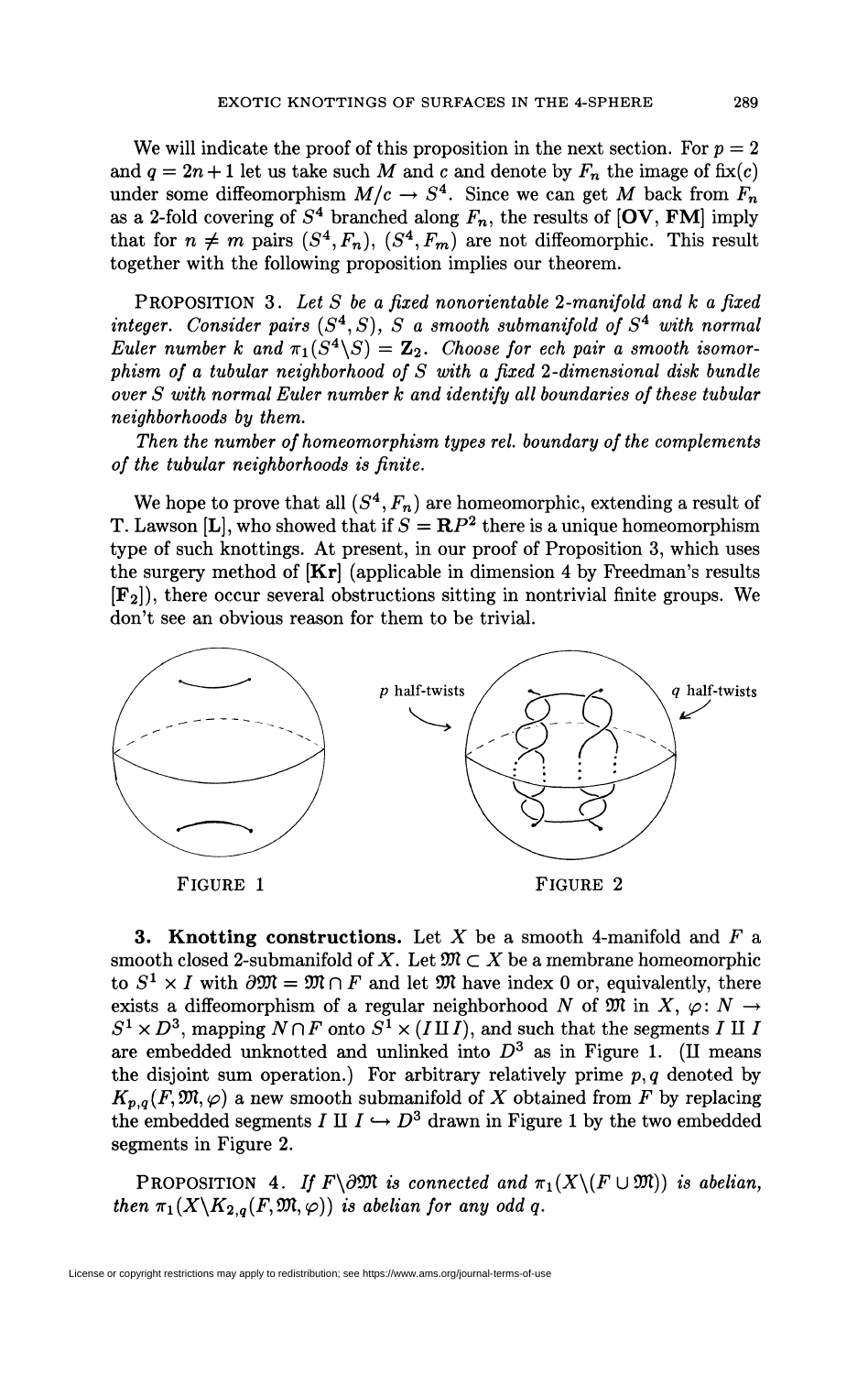We will indicate the proof of this proposition in the next section. For $p = 2$ and $q = 2n+1$ let us take such $M$ and $c$ and denote by $F_n$ the image of $\mathrm{fix}(c)$ under some diffeomorphism $M/c \to S^4$. Since we can get $M$ back from $F_n$ as a 2-fold covering of $S^4$ branched along $F_n$, the results of **[OV, FM]** imply that for $n \neq m$ pairs $(S^4, F_n)$, $(S^4, F_m)$ are not diffeomorphic. This result together with the following proposition implies our theorem.

PROPOSITION 3. *Let $S$ be a fixed nonorientable 2-manifold and $k$ a fixed integer. Consider pairs $(S^4, S)$, $S$ a smooth submanifold of $S^4$ with normal Euler number $k$ and $\pi_1(S^4 \backslash S) = \mathbf{Z}_2$. Choose for ech pair a smooth isomorphism of a tubular neighborhood of $S$ with a fixed 2-dimensional disk bundle over $S$ with normal Euler number $k$ and identify all boundaries of these tubular neighborhoods by them.*

*Then the number of homeomorphism types rel. boundary of the complements of the tubular neighborhoods is finite.*

We hope to prove that all $(S^4, F_n)$ are homeomorphic, extending a result of T. Lawson **[L]**, who showed that if $S = \mathbf{R}P^2$ there is a unique homeomorphism type of such knottings. At present, in our proof of Proposition 3, which uses the surgery method of **[Kr]** (applicable in dimension 4 by Freedman's results **[F$_2$]**), there occur several obstructions sitting in nontrivial finite groups. We don't see an obvious reason for them to be trivial.

FIGURE 1

FIGURE 2

**3. Knotting constructions.** Let $X$ be a smooth 4-manifold and $F$ a smooth closed 2-submanifold of $X$. Let $\mathfrak{M} \subset X$ be a membrane homeomorphic to $S^1 \times I$ with $\partial\mathfrak{M} = \mathfrak{M} \cap F$ and let $\mathfrak{M}$ have index 0 or, equivalently, there exists a diffeomorphism of a regular neighborhood $N$ of $\mathfrak{M}$ in $X$, $\varphi\colon N \to S^1 \times D^3$, mapping $N \cap F$ onto $S^1 \times (I \amalg I)$, and such that the segments $I \amalg I$ are embedded unknotted and unlinked into $D^3$ as in Figure 1. ($\amalg$ means the disjoint sum operation.) For arbitrary relatively prime $p, q$ denoted by $K_{p,q}(F, \mathfrak{M}, \varphi)$ a new smooth submanifold of $X$ obtained from $F$ by replacing the embedded segments $I \amalg I \hookrightarrow D^3$ drawn in Figure 1 by the two embedded segments in Figure 2.

PROPOSITION 4. *If $F \backslash \partial\mathfrak{M}$ is connected and $\pi_1(X \backslash (F \cup \mathfrak{M}))$ is abelian, then $\pi_1(X \backslash K_{2,q}(F, \mathfrak{M}, \varphi))$ is abelian for any odd $q$.*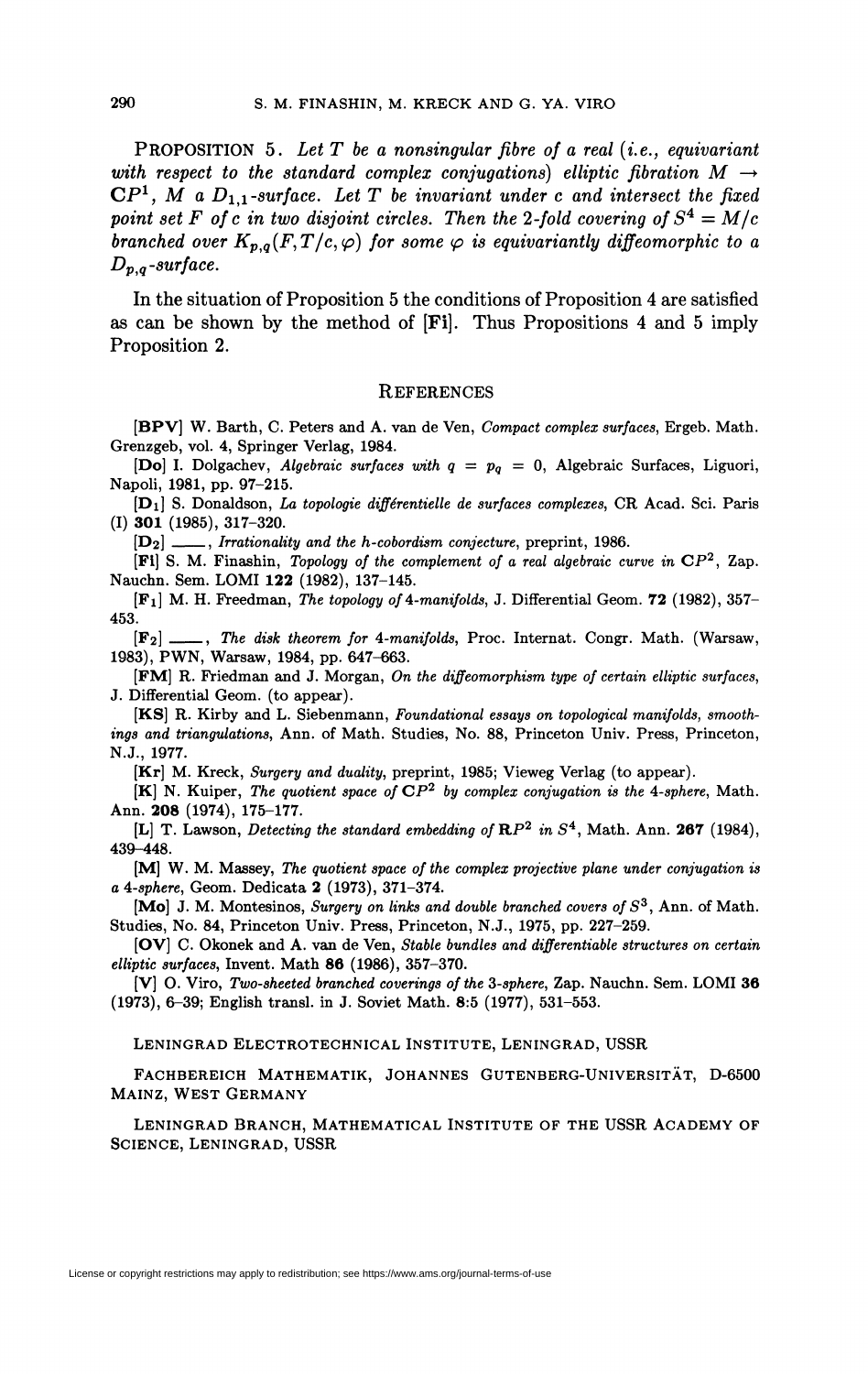**Proposition 5.** *Let $T$ be a nonsingular fibre of a real (i.e., equivariant with respect to the standard complex conjugations) elliptic fibration $M \to \mathbf{C}P^1$, $M$ a $D_{1,1}$-surface. Let $T$ be invariant under $c$ and intersect the fixed point set $F$ of $c$ in two disjoint circles. Then the 2-fold covering of $S^4 = M/c$ branched over $K_{p,q}(F, T/c, \varphi)$ for some $\varphi$ is equivariantly diffeomorphic to a $D_{p,q}$-surface.*

In the situation of Proposition 5 the conditions of Proposition 4 are satisfied as can be shown by the method of **[Fi]**. Thus Propositions 4 and 5 imply Proposition 2.

## References

**[BPV]** W. Barth, C. Peters and A. van de Ven, *Compact complex surfaces*, Ergeb. Math. Grenzgeb, vol. 4, Springer Verlag, 1984.

**[Do]** I. Dolgachev, *Algebraic surfaces with $q = p_g = 0$*, Algebraic Surfaces, Liguori, Napoli, 1981, pp. 97–215.

**[D$_1$]** S. Donaldson, *La topologie différentielle de surfaces complexes*, CR Acad. Sci. Paris (I) **301** (1985), 317–320.

**[D$_2$]** ——, *Irrationality and the h-cobordism conjecture*, preprint, 1986.

**[Fi]** S. M. Finashin, *Topology of the complement of a real algebraic curve in $\mathbf{C}P^2$*, Zap. Nauchn. Sem. LOMI **122** (1982), 137–145.

**[F$_1$]** M. H. Freedman, *The topology of 4-manifolds*, J. Differential Geom. **72** (1982), 357–453.

**[F$_2$]** ——, *The disk theorem for 4-manifolds*, Proc. Internat. Congr. Math. (Warsaw, 1983), PWN, Warsaw, 1984, pp. 647–663.

**[FM]** R. Friedman and J. Morgan, *On the diffeomorphism type of certain elliptic surfaces*, J. Differential Geom. (to appear).

**[KS]** R. Kirby and L. Siebenmann, *Foundational essays on topological manifolds, smoothings and triangulations*, Ann. of Math. Studies, No. 88, Princeton Univ. Press, Princeton, N.J., 1977.

**[Kr]** M. Kreck, *Surgery and duality*, preprint, 1985; Vieweg Verlag (to appear).

**[K]** N. Kuiper, *The quotient space of $\mathbf{C}P^2$ by complex conjugation is the 4-sphere*, Math. Ann. **208** (1974), 175–177.

**[L]** T. Lawson, *Detecting the standard embedding of $\mathbf{R}P^2$ in $S^4$*, Math. Ann. **267** (1984), 439–448.

**[M]** W. M. Massey, *The quotient space of the complex projective plane under conjugation is a 4-sphere*, Geom. Dedicata **2** (1973), 371–374.

**[Mo]** J. M. Montesinos, *Surgery on links and double branched covers of $S^3$*, Ann. of Math. Studies, No. 84, Princeton Univ. Press, Princeton, N.J., 1975, pp. 227–259.

**[OV]** C. Okonek and A. van de Ven, *Stable bundles and differentiable structures on certain elliptic surfaces*, Invent. Math **86** (1986), 357–370.

**[V]** O. Viro, *Two-sheeted branched coverings of the 3-sphere*, Zap. Nauchn. Sem. LOMI **36** (1973), 6–39; English transl. in J. Soviet Math. **8**:5 (1977), 531–553.

Leningrad Electrotechnical Institute, Leningrad, USSR

Fachbereich Mathematik, Johannes Gutenberg-Universität, D-6500 Mainz, West Germany

Leningrad Branch, Mathematical Institute of the USSR Academy of Science, Leningrad, USSR